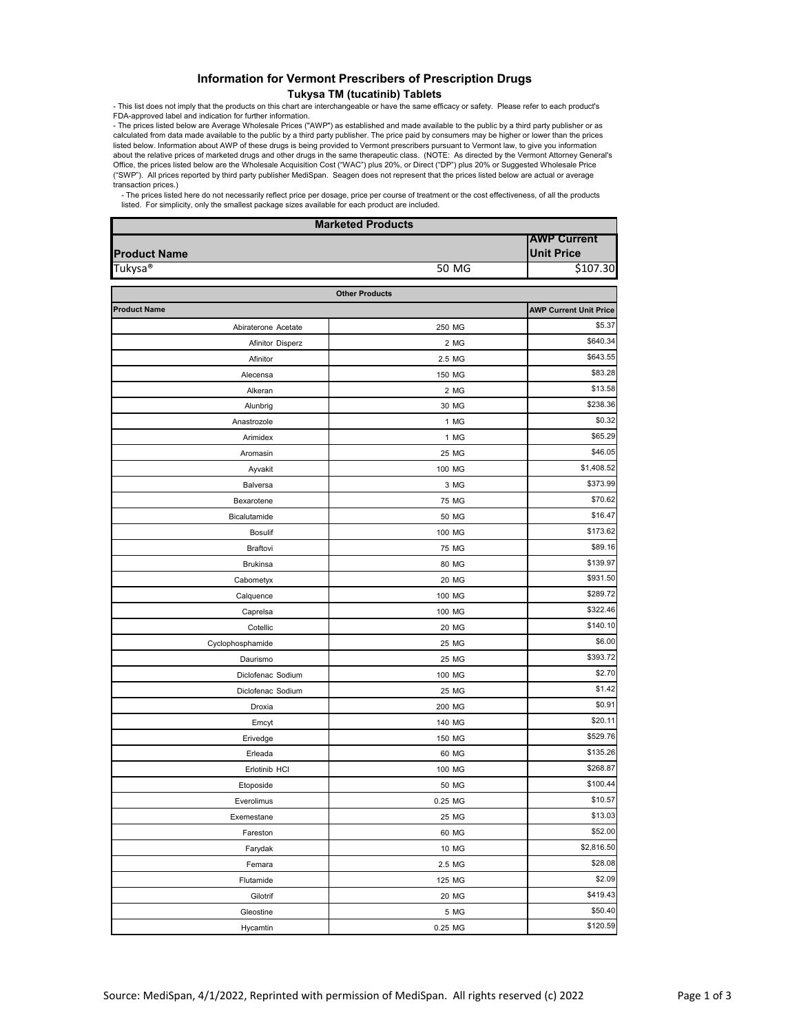# Information for Vermont Prescribers of Prescription Drugs

## Tukysa TM (tucatinib) Tablets

- This list does not imply that the products on this chart are interchangeable or have the same efficacy or safety. Please refer to each product's FDA-approved label and indication for further information.
- The prices listed below are Average Wholesale Prices ("AWP") as established and made available to the public by a third party publisher or as calculated from data made available to the public by a third party publisher. The price paid by consumers may be higher or lower than the prices listed below. Information about AWP of these drugs is being provided to Vermont prescribers pursuant to Vermont law, to give you information about the relative prices of marketed drugs and other drugs in the same therapeutic class. (NOTE: As directed by the Vermont Attorney General's Office, the prices listed below are the Wholesale Acquisition Cost ("WAC") plus 20%, or Direct ("DP") plus 20% or Suggested Wholesale Price ("SWP"). All prices reported by third party publisher MediSpan. Seagen does not represent that the prices listed below are actual or average transaction prices.)
- The prices listed here do not necessarily reflect price per dosage, price per course of treatment or the cost effectiveness, of all the products listed. For simplicity, only the smallest package sizes available for each product are included.

| Marketed Products | | |
|---|---|---|
| **Product Name** | | **AWP Current Unit Price** |
| Tukysa® | 50 MG | $107.30 |

| Other Products | | |
|---|---|---|
| **Product Name** | | **AWP Current Unit Price** |
| Abiraterone Acetate | 250 MG | $5.37 |
| Afinitor Disperz | 2 MG | $640.34 |
| Afinitor | 2.5 MG | $643.55 |
| Alecensa | 150 MG | $83.28 |
| Alkeran | 2 MG | $13.58 |
| Alunbrig | 30 MG | $238.36 |
| Anastrozole | 1 MG | $0.32 |
| Arimidex | 1 MG | $65.29 |
| Aromasin | 25 MG | $46.05 |
| Ayvakit | 100 MG | $1,408.52 |
| Balversa | 3 MG | $373.99 |
| Bexarotene | 75 MG | $70.62 |
| Bicalutamide | 50 MG | $16.47 |
| Bosulif | 100 MG | $173.62 |
| Braftovi | 75 MG | $89.16 |
| Brukinsa | 80 MG | $139.97 |
| Cabometyx | 20 MG | $931.50 |
| Calquence | 100 MG | $289.72 |
| Caprelsa | 100 MG | $322.46 |
| Cotellic | 20 MG | $140.10 |
| Cyclophosphamide | 25 MG | $6.00 |
| Daurismo | 25 MG | $393.72 |
| Diclofenac Sodium | 100 MG | $2.70 |
| Diclofenac Sodium | 25 MG | $1.42 |
| Droxia | 200 MG | $0.91 |
| Emcyt | 140 MG | $20.11 |
| Erivedge | 150 MG | $529.76 |
| Erleada | 60 MG | $135.26 |
| Erlotinib HCl | 100 MG | $268.87 |
| Etoposide | 50 MG | $100.44 |
| Everolimus | 0.25 MG | $10.57 |
| Exemestane | 25 MG | $13.03 |
| Fareston | 60 MG | $52.00 |
| Farydak | 10 MG | $2,816.50 |
| Femara | 2.5 MG | $28.08 |
| Flutamide | 125 MG | $2.09 |
| Gilotrif | 20 MG | $419.43 |
| Gleostine | 5 MG | $50.40 |
| Hycamtin | 0.25 MG | $120.59 |

Source: MediSpan, 4/1/2022, Reprinted with permission of MediSpan. All rights reserved (c) 2022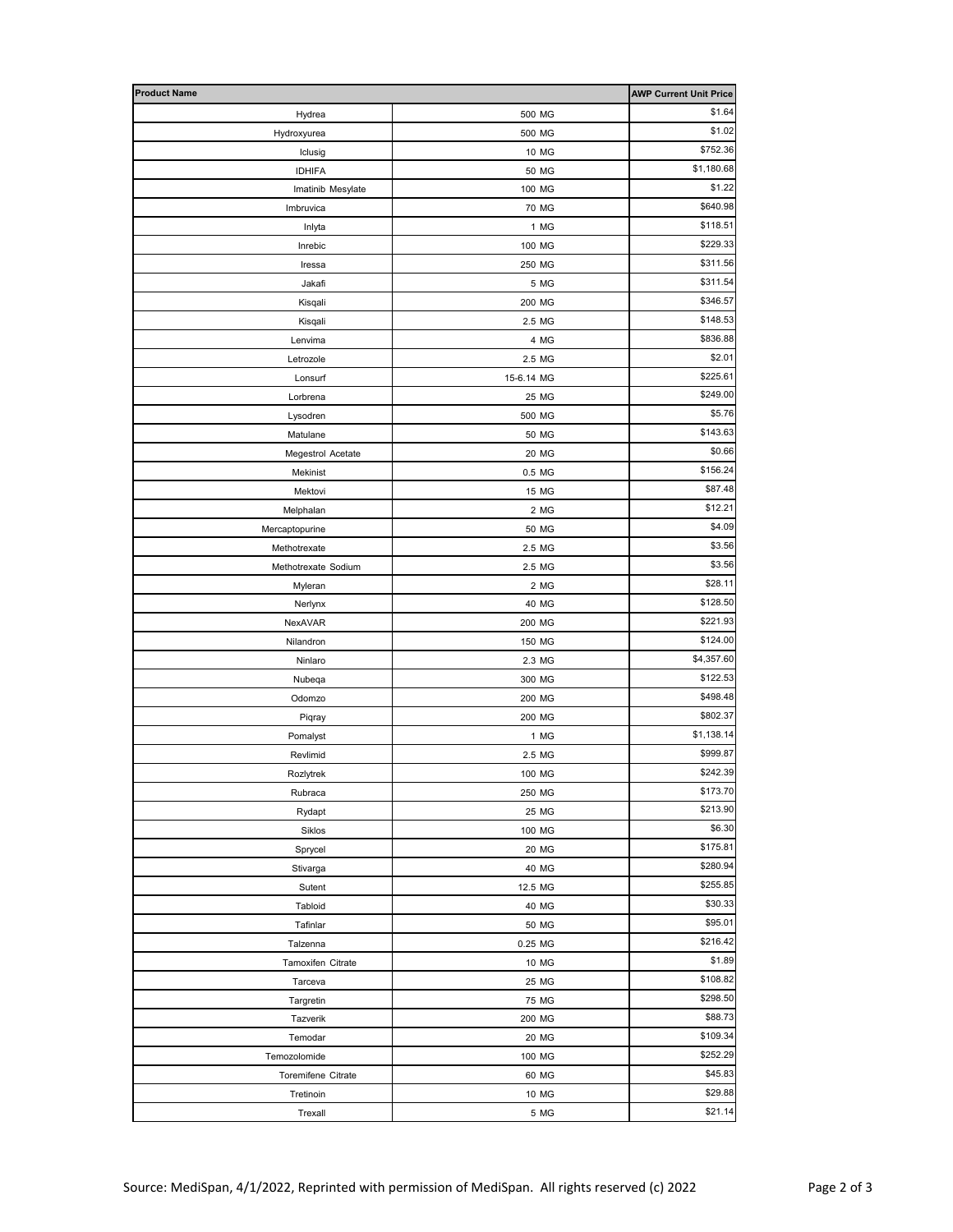| Product Name | | AWP Current Unit Price |
|---|---|---|
| Hydrea | 500 MG | $1.64 |
| Hydroxyurea | 500 MG | $1.02 |
| Iclusig | 10 MG | $752.36 |
| IDHIFA | 50 MG | $1,180.68 |
| Imatinib Mesylate | 100 MG | $1.22 |
| Imbruvica | 70 MG | $640.98 |
| Inlyta | 1 MG | $118.51 |
| Inrebic | 100 MG | $229.33 |
| Iressa | 250 MG | $311.56 |
| Jakafi | 5 MG | $311.54 |
| Kisqali | 200 MG | $346.57 |
| Kisqali | 2.5 MG | $148.53 |
| Lenvima | 4 MG | $836.88 |
| Letrozole | 2.5 MG | $2.01 |
| Lonsurf | 15-6.14 MG | $225.61 |
| Lorbrena | 25 MG | $249.00 |
| Lysodren | 500 MG | $5.76 |
| Matulane | 50 MG | $143.63 |
| Megestrol Acetate | 20 MG | $0.66 |
| Mekinist | 0.5 MG | $156.24 |
| Mektovi | 15 MG | $87.48 |
| Melphalan | 2 MG | $12.21 |
| Mercaptopurine | 50 MG | $4.09 |
| Methotrexate | 2.5 MG | $3.56 |
| Methotrexate Sodium | 2.5 MG | $3.56 |
| Myleran | 2 MG | $28.11 |
| Nerlynx | 40 MG | $128.50 |
| NexAVAR | 200 MG | $221.93 |
| Nilandron | 150 MG | $124.00 |
| Ninlaro | 2.3 MG | $4,357.60 |
| Nubeqa | 300 MG | $122.53 |
| Odomzo | 200 MG | $498.48 |
| Piqray | 200 MG | $802.37 |
| Pomalyst | 1 MG | $1,138.14 |
| Revlimid | 2.5 MG | $999.87 |
| Rozlytrek | 100 MG | $242.39 |
| Rubraca | 250 MG | $173.70 |
| Rydapt | 25 MG | $213.90 |
| Siklos | 100 MG | $6.30 |
| Sprycel | 20 MG | $175.81 |
| Stivarga | 40 MG | $280.94 |
| Sutent | 12.5 MG | $255.85 |
| Tabloid | 40 MG | $30.33 |
| Tafinlar | 50 MG | $95.01 |
| Talzenna | 0.25 MG | $216.42 |
| Tamoxifen Citrate | 10 MG | $1.89 |
| Tarceva | 25 MG | $108.82 |
| Targretin | 75 MG | $298.50 |
| Tazverik | 200 MG | $88.73 |
| Temodar | 20 MG | $109.34 |
| Temozolomide | 100 MG | $252.29 |
| Toremifene Citrate | 60 MG | $45.83 |
| Tretinoin | 10 MG | $29.88 |
| Trexall | 5 MG | $21.14 |

Source: MediSpan, 4/1/2022, Reprinted with permission of MediSpan. All rights reserved (c) 2022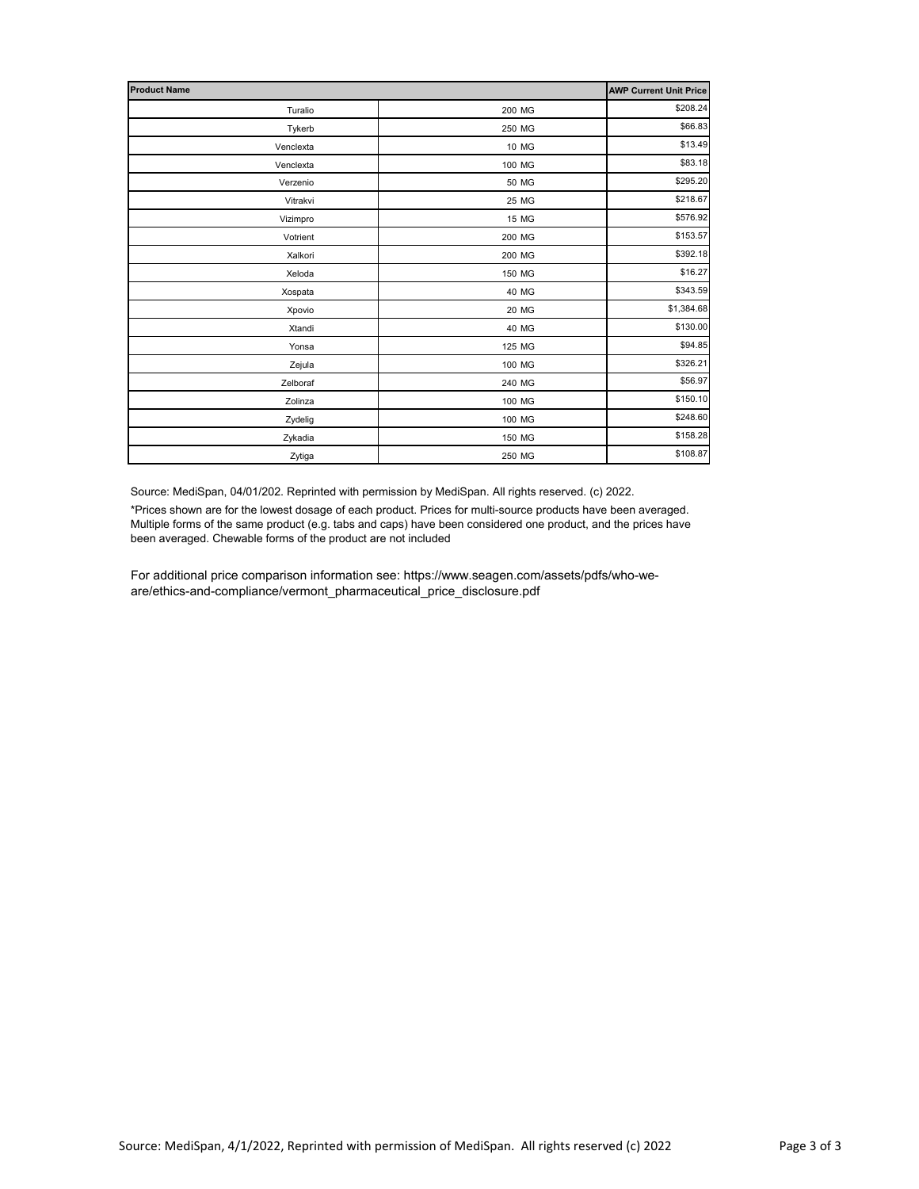| Product Name | | AWP Current Unit Price |
|---|---|---|
| Turalio | 200 MG | $208.24 |
| Tykerb | 250 MG | $66.83 |
| Venclexta | 10 MG | $13.49 |
| Venclexta | 100 MG | $83.18 |
| Verzenio | 50 MG | $295.20 |
| Vitrakvi | 25 MG | $218.67 |
| Vizimpro | 15 MG | $576.92 |
| Votrient | 200 MG | $153.57 |
| Xalkori | 200 MG | $392.18 |
| Xeloda | 150 MG | $16.27 |
| Xospata | 40 MG | $343.59 |
| Xpovio | 20 MG | $1,384.68 |
| Xtandi | 40 MG | $130.00 |
| Yonsa | 125 MG | $94.85 |
| Zejula | 100 MG | $326.21 |
| Zelboraf | 240 MG | $56.97 |
| Zolinza | 100 MG | $150.10 |
| Zydelig | 100 MG | $248.60 |
| Zykadia | 150 MG | $158.28 |
| Zytiga | 250 MG | $108.87 |

Source: MediSpan, 04/01/202. Reprinted with permission by MediSpan. All rights reserved. (c) 2022.

*Prices shown are for the lowest dosage of each product. Prices for multi-source products have been averaged. Multiple forms of the same product (e.g. tabs and caps) have been considered one product, and the prices have been averaged. Chewable forms of the product are not included

For additional price comparison information see: https://www.seagen.com/assets/pdfs/who-we-are/ethics-and-compliance/vermont_pharmaceutical_price_disclosure.pdf